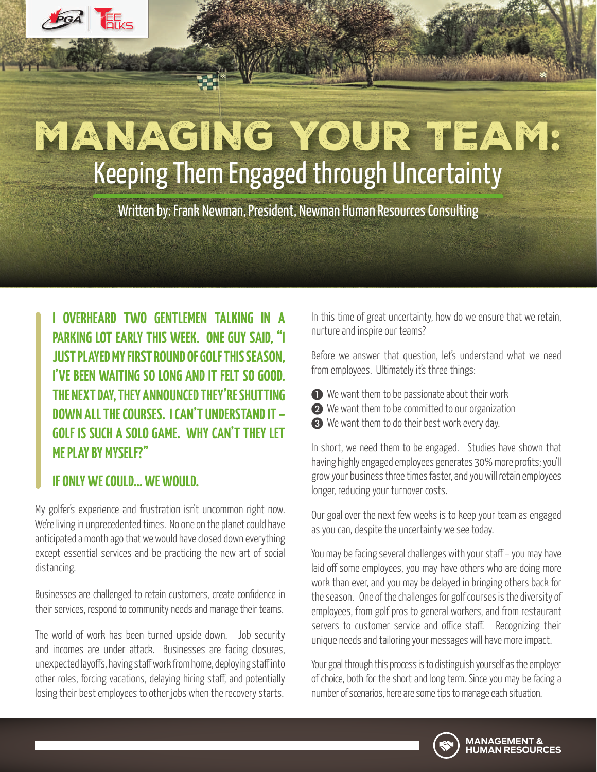# MANAGING YOUR TEAM:

## Keeping Them Engaged through Uncertainty

Written by: Frank Newman, President, Newman Human Resources Consulting

**I OVERHEARD TWO GENTLEMEN TALKING IN A PARKING LOT EARLY THIS WEEK. ONE GUY SAID, "I JUST PLAYED MY FIRST ROUND OF GOLF THIS SEASON, I'VE BEEN WAITING SO LONG AND IT FELT SO GOOD. THE NEXT DAY, THEY ANNOUNCED THEY'RE SHUTTING DOWN ALL THE COURSES. I CAN'T UNDERSTAND IT – GOLF IS SUCH A SOLO GAME. WHY CAN'T THEY LET ME PLAY BY MYSELF?"**

**IF ONLY WE COULD... WE WOULD.**

My golfer's experience and frustration isn't uncommon right now. We're living in unprecedented times. No one on the planet could have anticipated a month ago that we would have closed down everything except essential services and be practicing the new art of social distancing.

Businesses are challenged to retain customers, create confidence in their services, respond to community needs and manage their teams.

The world of work has been turned upside down. Job security and incomes are under attack. Businesses are facing closures, unexpected layoffs, having staff work from home, deploying staff into other roles, forcing vacations, delaying hiring staff, and potentially losing their best employees to other jobs when the recovery starts.

In this time of great uncertainty, how do we ensure that we retain, nurture and inspire our teams?

Before we answer that question, let's understand what we need from employees. Ultimately it's three things:

1. We want them to be passionate about their work
2. We want them to be committed to our organization
3. We want them to do their best work every day.

In short, we need them to be engaged. Studies have shown that having highly engaged employees generates 30% more profits; you'll grow your business three times faster, and you will retain employees longer, reducing your turnover costs.

Our goal over the next few weeks is to keep your team as engaged as you can, despite the uncertainty we see today.

You may be facing several challenges with your staff – you may have laid off some employees, you may have others who are doing more work than ever, and you may be delayed in bringing others back for the season. One of the challenges for golf courses is the diversity of employees, from golf pros to general workers, and from restaurant servers to customer service and office staff. Recognizing their unique needs and tailoring your messages will have more impact.

Your goal through this process is to distinguish yourself as the employer of choice, both for the short and long term. Since you may be facing a number of scenarios, here are some tips to manage each situation.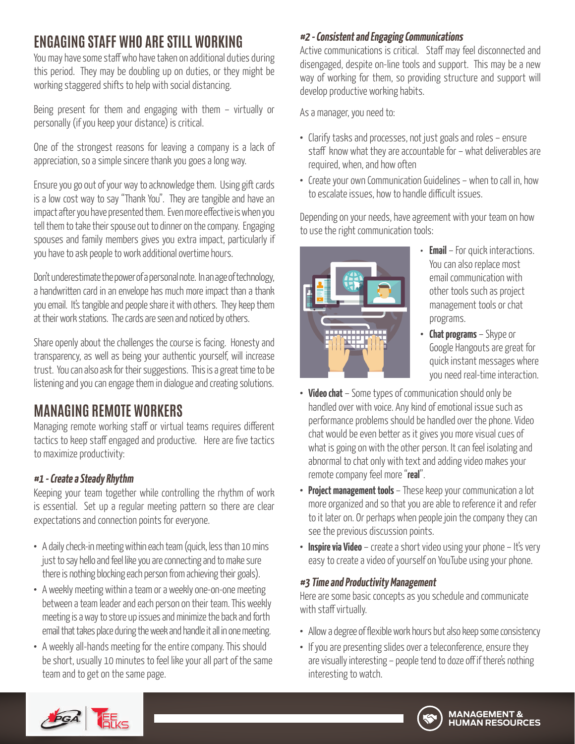## ENGAGING STAFF WHO ARE STILL WORKING

You may have some staff who have taken on additional duties during this period. They may be doubling up on duties, or they might be working staggered shifts to help with social distancing.

Being present for them and engaging with them – virtually or personally (if you keep your distance) is critical.

One of the strongest reasons for leaving a company is a lack of appreciation, so a simple sincere thank you goes a long way.

Ensure you go out of your way to acknowledge them. Using gift cards is a low cost way to say "Thank You". They are tangible and have an impact after you have presented them. Even more effective is when you tell them to take their spouse out to dinner on the company. Engaging spouses and family members gives you extra impact, particularly if you have to ask people to work additional overtime hours.

Don't underestimate the power of a personal note. In an age of technology, a handwritten card in an envelope has much more impact than a thank you email. It's tangible and people share it with others. They keep them at their work stations. The cards are seen and noticed by others.

Share openly about the challenges the course is facing. Honesty and transparency, as well as being your authentic yourself, will increase trust. You can also ask for their suggestions. This is a great time to be listening and you can engage them in dialogue and creating solutions.

## MANAGING REMOTE WORKERS

Managing remote working staff or virtual teams requires different tactics to keep staff engaged and productive. Here are five tactics to maximize productivity:

### *#1 - Create a Steady Rhythm*

Keeping your team together while controlling the rhythm of work is essential. Set up a regular meeting pattern so there are clear expectations and connection points for everyone.

- A daily check-in meeting within each team (quick, less than 10 mins just to say hello and feel like you are connecting and to make sure there is nothing blocking each person from achieving their goals).
- A weekly meeting within a team or a weekly one-on-one meeting between a team leader and each person on their team. This weekly meeting is a way to store up issues and minimize the back and forth email that takes place during the week and handle it all in one meeting.
- A weekly all-hands meeting for the entire company. This should be short, usually 10 minutes to feel like your all part of the same team and to get on the same page.

### *#2 - Consistent and Engaging Communications*

Active communications is critical. Staff may feel disconnected and disengaged, despite on-line tools and support. This may be a new way of working for them, so providing structure and support will develop productive working habits.

As a manager, you need to:

- Clarify tasks and processes, not just goals and roles – ensure staff know what they are accountable for – what deliverables are required, when, and how often
- Create your own Communication Guidelines – when to call in, how to escalate issues, how to handle difficult issues.

Depending on your needs, have agreement with your team on how to use the right communication tools:

- **Email** – For quick interactions. You can also replace most email communication with other tools such as project management tools or chat programs.
- **Chat programs** – Skype or Google Hangouts are great for quick instant messages where you need real-time interaction.
- **Video chat** – Some types of communication should only be handled over with voice. Any kind of emotional issue such as performance problems should be handled over the phone. Video chat would be even better as it gives you more visual cues of what is going on with the other person. It can feel isolating and abnormal to chat only with text and adding video makes your remote company feel more "**real**".
- **Project management tools** – These keep your communication a lot more organized and so that you are able to reference it and refer to it later on. Or perhaps when people join the company they can see the previous discussion points.
- **Inspire via Video** – create a short video using your phone – It's very easy to create a video of yourself on YouTube using your phone.

### *#3 Time and Productivity Management*

Here are some basic concepts as you schedule and communicate with staff virtually.

- Allow a degree of flexible work hours but also keep some consistency
- If you are presenting slides over a teleconference, ensure they are visually interesting – people tend to doze off if there's nothing interesting to watch.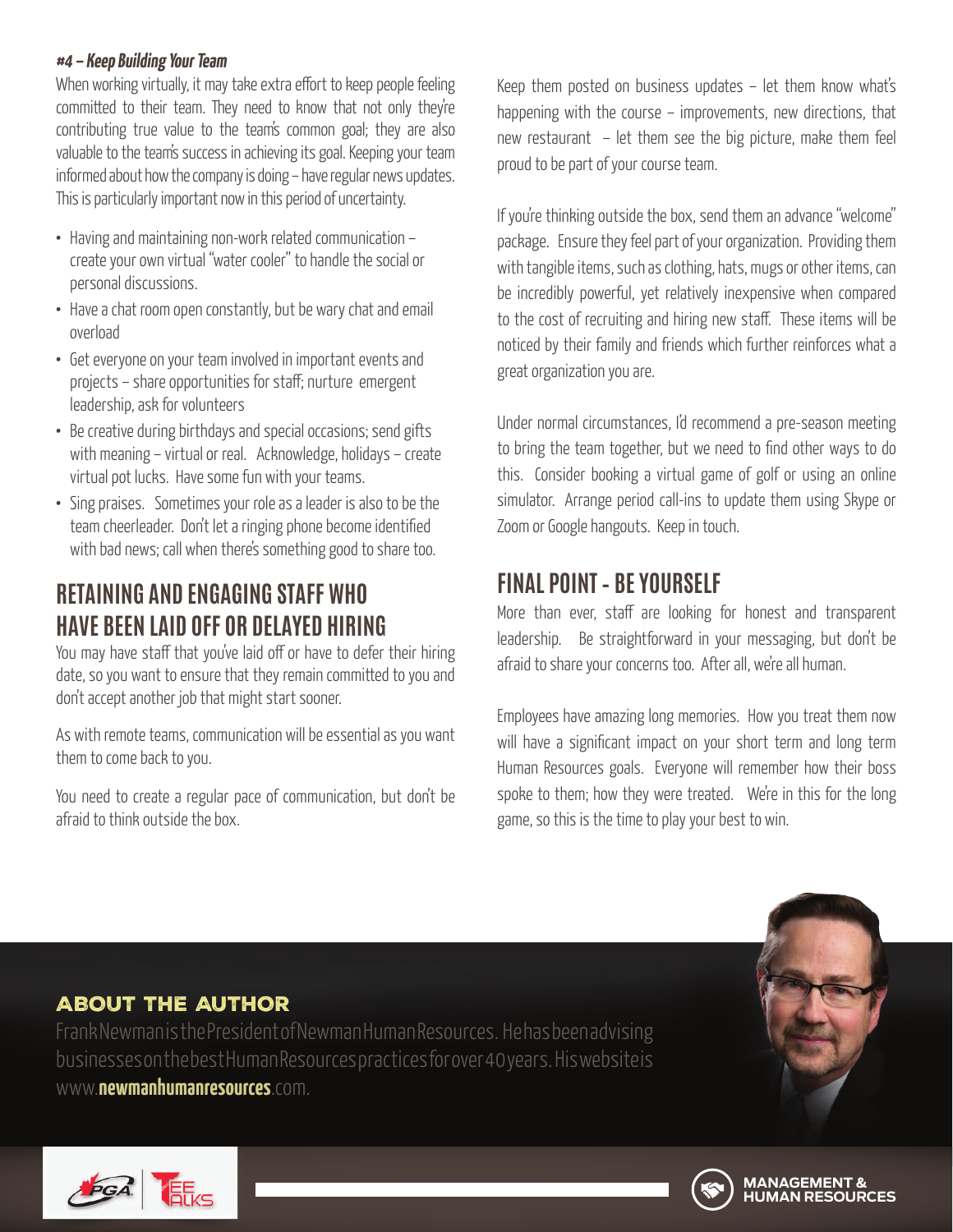***#4 – Keep Building Your Team***

When working virtually, it may take extra effort to keep people feeling committed to their team. They need to know that not only they're contributing true value to the team's common goal; they are also valuable to the team's success in achieving its goal. Keeping your team informed about how the company is doing – have regular news updates. This is particularly important now in this period of uncertainty.

- Having and maintaining non-work related communication – create your own virtual "water cooler" to handle the social or personal discussions.
- Have a chat room open constantly, but be wary chat and email overload
- Get everyone on your team involved in important events and projects – share opportunities for staff; nurture emergent leadership, ask for volunteers
- Be creative during birthdays and special occasions; send gifts with meaning – virtual or real. Acknowledge, holidays – create virtual pot lucks. Have some fun with your teams.
- Sing praises. Sometimes your role as a leader is also to be the team cheerleader. Don't let a ringing phone become identified with bad news; call when there's something good to share too.

## RETAINING AND ENGAGING STAFF WHO HAVE BEEN LAID OFF OR DELAYED HIRING

You may have staff that you've laid off or have to defer their hiring date, so you want to ensure that they remain committed to you and don't accept another job that might start sooner.

As with remote teams, communication will be essential as you want them to come back to you.

You need to create a regular pace of communication, but don't be afraid to think outside the box.

Keep them posted on business updates – let them know what's happening with the course – improvements, new directions, that new restaurant – let them see the big picture, make them feel proud to be part of your course team.

If you're thinking outside the box, send them an advance "welcome" package. Ensure they feel part of your organization. Providing them with tangible items, such as clothing, hats, mugs or other items, can be incredibly powerful, yet relatively inexpensive when compared to the cost of recruiting and hiring new staff. These items will be noticed by their family and friends which further reinforces what a great organization you are.

Under normal circumstances, I'd recommend a pre-season meeting to bring the team together, but we need to find other ways to do this. Consider booking a virtual game of golf or using an online simulator. Arrange period call-ins to update them using Skype or Zoom or Google hangouts. Keep in touch.

## FINAL POINT - BE YOURSELF

More than ever, staff are looking for honest and transparent leadership. Be straightforward in your messaging, but don't be afraid to share your concerns too. After all, we're all human.

Employees have amazing long memories. How you treat them now will have a significant impact on your short term and long term Human Resources goals. Everyone will remember how their boss spoke to them; how they were treated. We're in this for the long game, so this is the time to play your best to win.

### ABOUT THE AUTHOR

Frank Newman is the President of Newman Human Resources. He has been advising businesses on the best Human Resources practices for over 40 years. His website is www.**newmanhumanresources**.com.

MANAGEMENT & HUMAN RESOURCES